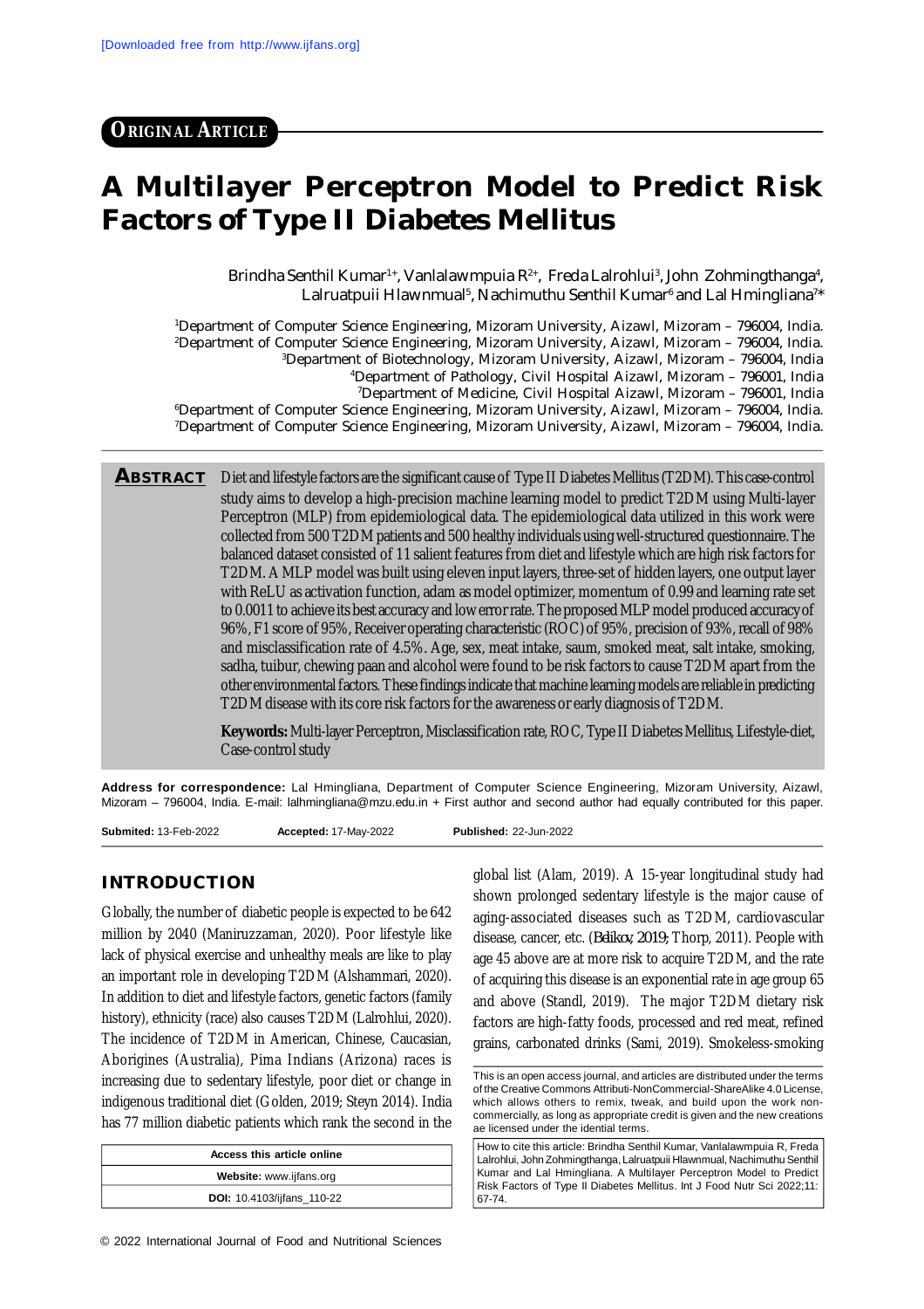[Downloaded free from http://www.ijfans.org]

**ORIGINAL ARTICLE**

# A Multilayer Perceptron Model to Predict Risk Factors of Type II Diabetes Mellitus

Brindha Senthil Kumar[1+], Vanlalawmpuia R[2+], Freda Lalrohlui[3], John Zohmingthanga[4], Lalruatpuii Hlawnmual[5], Nachimuthu Senthil Kumar[6] and Lal Hmingliana[7]*

[1]Department of Computer Science Engineering, Mizoram University, Aizawl, Mizoram – 796004, India.
[2]Department of Computer Science Engineering, Mizoram University, Aizawl, Mizoram – 796004, India.
[3]Department of Biotechnology, Mizoram University, Aizawl, Mizoram – 796004, India
[4]Department of Pathology, Civil Hospital Aizawl, Mizoram – 796001, India
[7]Department of Medicine, Civil Hospital Aizawl, Mizoram – 796001, India
[6]Department of Computer Science Engineering, Mizoram University, Aizawl, Mizoram – 796004, India.
[7]Department of Computer Science Engineering, Mizoram University, Aizawl, Mizoram – 796004, India.

**ABSTRACT** Diet and lifestyle factors are the significant cause of Type II Diabetes Mellitus (T2DM). This case-control study aims to develop a high-precision machine learning model to predict T2DM using Multi-layer Perceptron (MLP) from epidemiological data. The epidemiological data utilized in this work were collected from 500 T2DM patients and 500 healthy individuals using well-structured questionnaire. The balanced dataset consisted of 11 salient features from diet and lifestyle which are high risk factors for T2DM. A MLP model was built using eleven input layers, three-set of hidden layers, one output layer with ReLU as activation function, adam as model optimizer, momentum of 0.99 and learning rate set to 0.0011 to achieve its best accuracy and low error rate. The proposed MLP model produced accuracy of 96%, F1 score of 95%, Receiver operating characteristic (ROC) of 95%, precision of 93%, recall of 98% and misclassification rate of 4.5%. Age, sex, meat intake, saum, smoked meat, salt intake, smoking, sadha, tuibur, chewing paan and alcohol were found to be risk factors to cause T2DM apart from the other environmental factors. These findings indicate that machine learning models are reliable in predicting T2DM disease with its core risk factors for the awareness or early diagnosis of T2DM.

**Keywords:** Multi-layer Perceptron, Misclassification rate, ROC, Type II Diabetes Mellitus, Lifestyle-diet, Case-control study

**Address for correspondence:** Lal Hmingliana, Department of Computer Science Engineering, Mizoram University, Aizawl, Mizoram – 796004, India. E-mail: lalhmingliana@mzu.edu.in + First author and second author had equally contributed for this paper.

**Submited:** 13-Feb-2022 **Accepted:** 17-May-2022 **Published:** 22-Jun-2022

## INTRODUCTION

Globally, the number of diabetic people is expected to be 642 million by 2040 (Maniruzzaman, 2020). Poor lifestyle like lack of physical exercise and unhealthy meals are like to play an important role in developing T2DM (Alshammari, 2020). In addition to diet and lifestyle factors, genetic factors (family history), ethnicity (race) also causes T2DM (Lalrohlui, 2020). The incidence of T2DM in American, Chinese, Caucasian, Aborigines (Australia), Pima Indians (Arizona) races is increasing due to sedentary lifestyle, poor diet or change in indigenous traditional diet (Golden, 2019; Steyn 2014). India has 77 million diabetic patients which rank the second in the global list (Alam, 2019). A 15-year longitudinal study had shown prolonged sedentary lifestyle is the major cause of aging-associated diseases such as T2DM, cardiovascular disease, cancer, etc. (Belikov, 2019; Thorp, 2011). People with age 45 above are at more risk to acquire T2DM, and the rate of acquiring this disease is an exponential rate in age group 65 and above (Standl, 2019). The major T2DM dietary risk factors are high-fatty foods, processed and red meat, refined grains, carbonated drinks (Sami, 2019). Smokeless-smoking

| Access this article online |
|---|
| **Website:** www.ijfans.org |
| **DOI:** 10.4103/ijfans_110-22 |

This is an open access journal, and articles are distributed under the terms of the Creative Commons Attributi-NonCommercial-ShareAlike 4.0 License, which allows others to remix, tweak, and build upon the work non-commercially, as long as appropriate credit is given and the new creations ae licensed under the idential terms.

How to cite this article: Brindha Senthil Kumar, Vanlalawmpuia R, Freda Lalrohlui, John Zohmingthanga, Lalruatpuii Hlawnmual, Nachimuthu Senthil Kumar and Lal Hmingliana. A Multilayer Perceptron Model to Predict Risk Factors of Type II Diabetes Mellitus. Int J Food Nutr Sci 2022;11: 67-74.

© 2022 International Journal of Food and Nutritional Sciences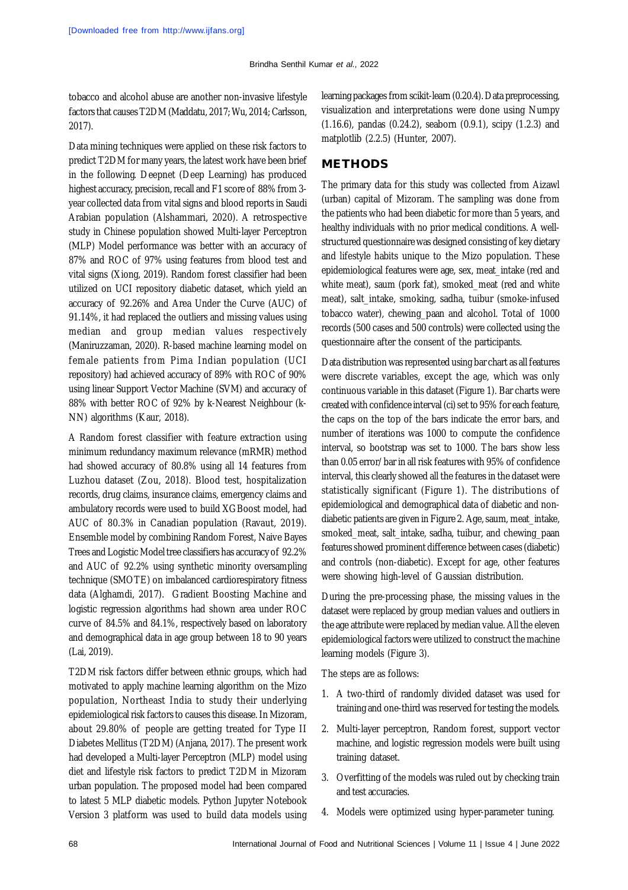tobacco and alcohol abuse are another non-invasive lifestyle factors that causes T2DM (Maddatu, 2017; Wu, 2014; Carlsson, 2017).

Data mining techniques were applied on these risk factors to predict T2DM for many years, the latest work have been brief in the following. Deepnet (Deep Learning) has produced highest accuracy, precision, recall and F1 score of 88% from 3-year collected data from vital signs and blood reports in Saudi Arabian population (Alshammari, 2020). A retrospective study in Chinese population showed Multi-layer Perceptron (MLP) Model performance was better with an accuracy of 87% and ROC of 97% using features from blood test and vital signs (Xiong, 2019). Random forest classifier had been utilized on UCI repository diabetic dataset, which yield an accuracy of 92.26% and Area Under the Curve (AUC) of 91.14%, it had replaced the outliers and missing values using median and group median values respectively (Maniruzzaman, 2020). R-based machine learning model on female patients from Pima Indian population (UCI repository) had achieved accuracy of 89% with ROC of 90% using linear Support Vector Machine (SVM) and accuracy of 88% with better ROC of 92% by k-Nearest Neighbour (k-NN) algorithms (Kaur, 2018).

A Random forest classifier with feature extraction using minimum redundancy maximum relevance (mRMR) method had showed accuracy of 80.8% using all 14 features from Luzhou dataset (Zou, 2018). Blood test, hospitalization records, drug claims, insurance claims, emergency claims and ambulatory records were used to build XGBoost model, had AUC of 80.3% in Canadian population (Ravaut, 2019). Ensemble model by combining Random Forest, Naive Bayes Trees and Logistic Model tree classifiers has accuracy of 92.2% and AUC of 92.2% using synthetic minority oversampling technique (SMOTE) on imbalanced cardiorespiratory fitness data (Alghamdi, 2017). Gradient Boosting Machine and logistic regression algorithms had shown area under ROC curve of 84.5% and 84.1%, respectively based on laboratory and demographical data in age group between 18 to 90 years (Lai, 2019).

T2DM risk factors differ between ethnic groups, which had motivated to apply machine learning algorithm on the Mizo population, Northeast India to study their underlying epidemiological risk factors to causes this disease. In Mizoram, about 29.80% of people are getting treated for Type II Diabetes Mellitus (T2DM) (Anjana, 2017). The present work had developed a Multi-layer Perceptron (MLP) model using diet and lifestyle risk factors to predict T2DM in Mizoram urban population. The proposed model had been compared to latest 5 MLP diabetic models. Python Jupyter Notebook Version 3 platform was used to build data models using learning packages from scikit-learn (0.20.4). Data preprocessing, visualization and interpretations were done using Numpy (1.16.6), pandas (0.24.2), seaborn (0.9.1), scipy (1.2.3) and matplotlib (2.2.5) (Hunter, 2007).

## METHODS

The primary data for this study was collected from Aizawl (urban) capital of Mizoram. The sampling was done from the patients who had been diabetic for more than 5 years, and healthy individuals with no prior medical conditions. A well-structured questionnaire was designed consisting of key dietary and lifestyle habits unique to the Mizo population. These epidemiological features were age, sex, meat_intake (red and white meat), saum (pork fat), smoked_meat (red and white meat), salt_intake, smoking, sadha, tuibur (smoke-infused tobacco water), chewing_paan and alcohol. Total of 1000 records (500 cases and 500 controls) were collected using the questionnaire after the consent of the participants.

Data distribution was represented using bar chart as all features were discrete variables, except the age, which was only continuous variable in this dataset (Figure 1). Bar charts were created with confidence interval (ci) set to 95% for each feature, the caps on the top of the bars indicate the error bars, and number of iterations was 1000 to compute the confidence interval, so bootstrap was set to 1000. The bars show less than 0.05 error/bar in all risk features with 95% of confidence interval, this clearly showed all the features in the dataset were statistically significant (Figure 1). The distributions of epidemiological and demographical data of diabetic and non-diabetic patients are given in Figure 2. Age, saum, meat_intake, smoked_meat, salt_intake, sadha, tuibur, and chewing_paan features showed prominent difference between cases (diabetic) and controls (non-diabetic). Except for age, other features were showing high-level of Gaussian distribution.

During the pre-processing phase, the missing values in the dataset were replaced by group median values and outliers in the age attribute were replaced by median value. All the eleven epidemiological factors were utilized to construct the machine learning models (Figure 3).

The steps are as follows:

1. A two-third of randomly divided dataset was used for training and one-third was reserved for testing the models.
2. Multi-layer perceptron, Random forest, support vector machine, and logistic regression models were built using training dataset.
3. Overfitting of the models was ruled out by checking train and test accuracies.
4. Models were optimized using hyper-parameter tuning.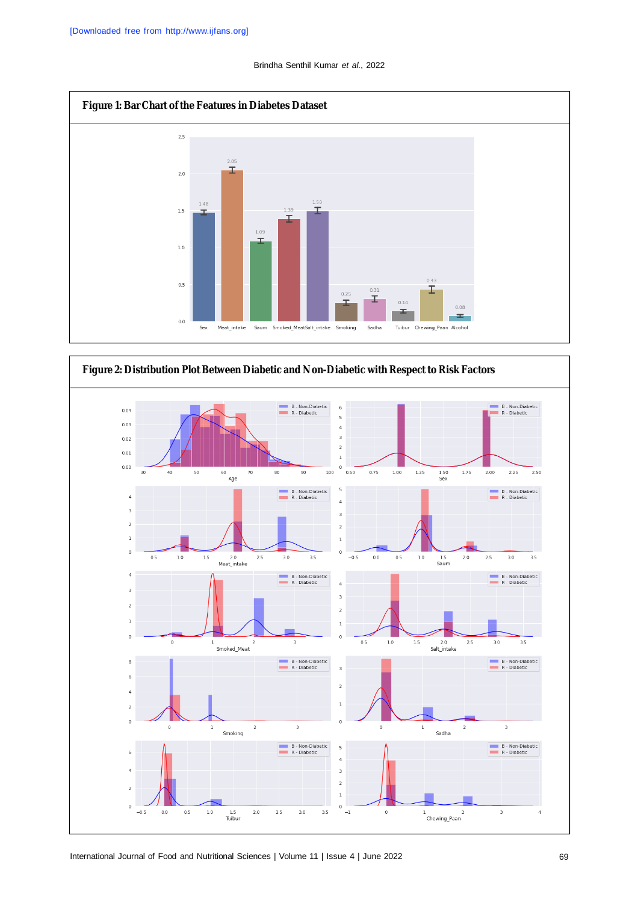**Figure 1: Bar Chart of the Features in Diabetes Dataset**

**Figure 2: Distribution Plot Between Diabetic and Non-Diabetic with Respect to Risk Factors**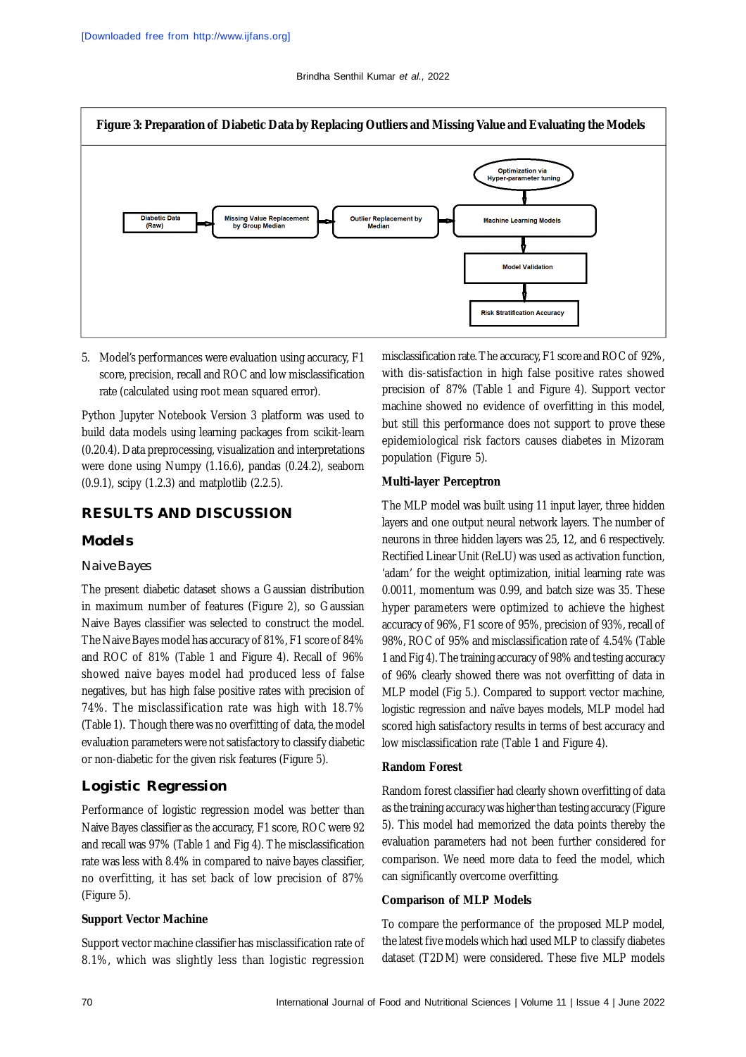**Figure 3: Preparation of Diabetic Data by Replacing Outliers and Missing Value and Evaluating the Models**

Diabetic Data (Raw) → Missing Value Replacement by Group Median → Outlier Replacement by Median → Machine Learning Models → Model Validation → Risk Stratification Accuracy

Optimization via Hyper-parameter tuning → Machine Learning Models

5. Model's performances were evaluation using accuracy, F1 score, precision, recall and ROC and low misclassification rate (calculated using root mean squared error).

Python Jupyter Notebook Version 3 platform was used to build data models using learning packages from scikit-learn (0.20.4). Data preprocessing, visualization and interpretations were done using Numpy (1.16.6), pandas (0.24.2), seaborn (0.9.1), scipy (1.2.3) and matplotlib (2.2.5).

## RESULTS AND DISCUSSION

### Models

#### Naive Bayes

The present diabetic dataset shows a Gaussian distribution in maximum number of features (Figure 2), so Gaussian Naive Bayes classifier was selected to construct the model. The Naive Bayes model has accuracy of 81%, F1 score of 84% and ROC of 81% (Table 1 and Figure 4). Recall of 96% showed naive bayes model had produced less of false negatives, but has high false positive rates with precision of 74%. The misclassification rate was high with 18.7% (Table 1). Though there was no overfitting of data, the model evaluation parameters were not satisfactory to classify diabetic or non-diabetic for the given risk features (Figure 5).

### Logistic Regression

Performance of logistic regression model was better than Naive Bayes classifier as the accuracy, F1 score, ROC were 92 and recall was 97% (Table 1 and Fig 4). The misclassification rate was less with 8.4% in compared to naive bayes classifier, no overfitting, it has set back of low precision of 87% (Figure 5).

#### Support Vector Machine

Support vector machine classifier has misclassification rate of 8.1%, which was slightly less than logistic regression misclassification rate. The accuracy, F1 score and ROC of 92%, with dis-satisfaction in high false positive rates showed precision of 87% (Table 1 and Figure 4). Support vector machine showed no evidence of overfitting in this model, but still this performance does not support to prove these epidemiological risk factors causes diabetes in Mizoram population (Figure 5).

#### Multi-layer Perceptron

The MLP model was built using 11 input layer, three hidden layers and one output neural network layers. The number of neurons in three hidden layers was 25, 12, and 6 respectively. Rectified Linear Unit (ReLU) was used as activation function, 'adam' for the weight optimization, initial learning rate was 0.0011, momentum was 0.99, and batch size was 35. These hyper parameters were optimized to achieve the highest accuracy of 96%, F1 score of 95%, precision of 93%, recall of 98%, ROC of 95% and misclassification rate of 4.54% (Table 1 and Fig 4). The training accuracy of 98% and testing accuracy of 96% clearly showed there was not overfitting of data in MLP model (Fig 5.). Compared to support vector machine, logistic regression and naïve bayes models, MLP model had scored high satisfactory results in terms of best accuracy and low misclassification rate (Table 1 and Figure 4).

#### Random Forest

Random forest classifier had clearly shown overfitting of data as the training accuracy was higher than testing accuracy (Figure 5). This model had memorized the data points thereby the evaluation parameters had not been further considered for comparison. We need more data to feed the model, which can significantly overcome overfitting.

#### Comparison of MLP Models

To compare the performance of the proposed MLP model, the latest five models which had used MLP to classify diabetes dataset (T2DM) were considered. These five MLP models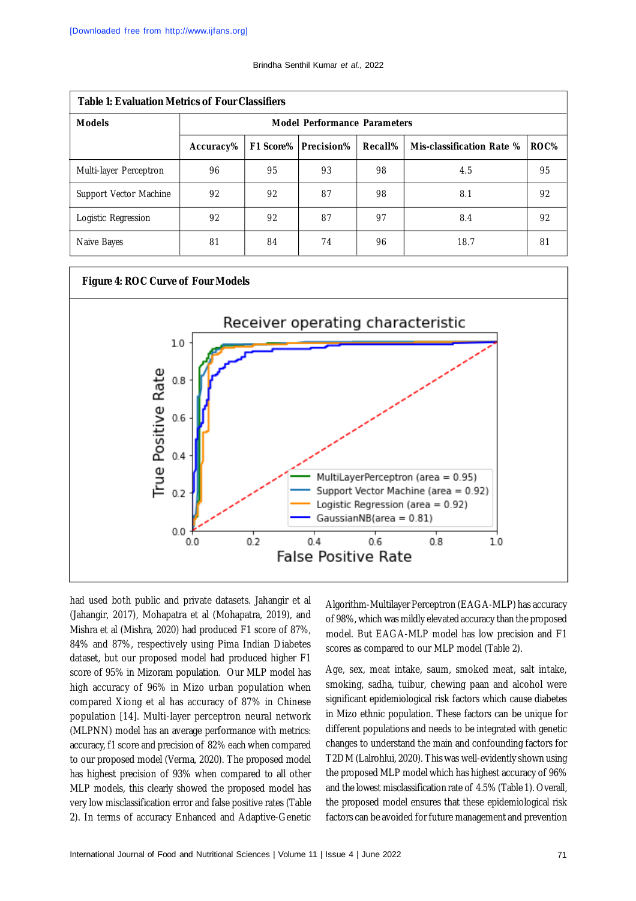**Table 1: Evaluation Metrics of Four Classifiers**

| Models | Model Performance Parameters | | | | | |
|---|---|---|---|---|---|---|
| | Accuracy% | F1 Score% | Precision% | Recall% | Mis-classification Rate % | ROC% |
| Multi-layer Perceptron | 96 | 95 | 93 | 98 | 4.5 | 95 |
| Support Vector Machine | 92 | 92 | 87 | 98 | 8.1 | 92 |
| Logistic Regression | 92 | 92 | 87 | 97 | 8.4 | 92 |
| Naive Bayes | 81 | 84 | 74 | 96 | 18.7 | 81 |

**Figure 4: ROC Curve of Four Models**

had used both public and private datasets. Jahangir et al (Jahangir, 2017), Mohapatra et al (Mohapatra, 2019), and Mishra et al (Mishra, 2020) had produced F1 score of 87%, 84% and 87%, respectively using Pima Indian Diabetes dataset, but our proposed model had produced higher F1 score of 95% in Mizoram population. Our MLP model has high accuracy of 96% in Mizo urban population when compared Xiong et al has accuracy of 87% in Chinese population [14]. Multi-layer perceptron neural network (MLPNN) model has an average performance with metrics: accuracy, f1 score and precision of 82% each when compared to our proposed model (Verma, 2020). The proposed model has highest precision of 93% when compared to all other MLP models, this clearly showed the proposed model has very low misclassification error and false positive rates (Table 2). In terms of accuracy Enhanced and Adaptive-Genetic Algorithm-Multilayer Perceptron (EAGA-MLP) has accuracy of 98%, which was mildly elevated accuracy than the proposed model. But EAGA-MLP model has low precision and F1 scores as compared to our MLP model (Table 2).

Age, sex, meat intake, saum, smoked meat, salt intake, smoking, sadha, tuibur, chewing paan and alcohol were significant epidemiological risk factors which cause diabetes in Mizo ethnic population. These factors can be unique for different populations and needs to be integrated with genetic changes to understand the main and confounding factors for T2DM (Lalrohlui, 2020). This was well-evidently shown using the proposed MLP model which has highest accuracy of 96% and the lowest misclassification rate of 4.5% (Table 1). Overall, the proposed model ensures that these epidemiological risk factors can be avoided for future management and prevention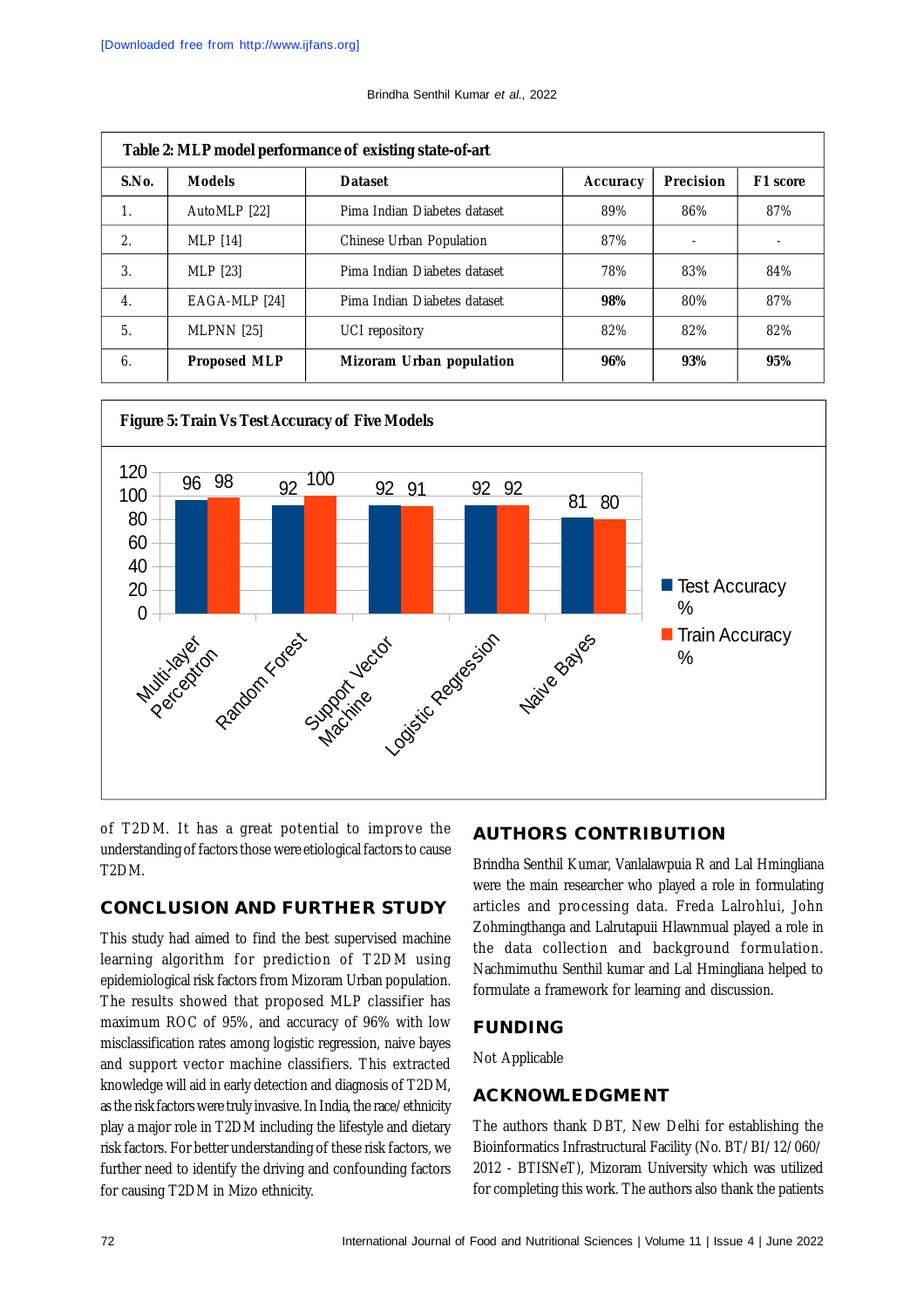**Table 2: MLP model performance of existing state-of-art**

| S.No. | Models | Dataset | Accuracy | Precision | F1 score |
|---|---|---|---|---|---|
| 1. | AutoMLP [22] | Pima Indian Diabetes dataset | 89% | 86% | 87% |
| 2. | MLP [14] | Chinese Urban Population | 87% | - | - |
| 3. | MLP [23] | Pima Indian Diabetes dataset | 78% | 83% | 84% |
| 4. | EAGA-MLP [24] | Pima Indian Diabetes dataset | **98%** | 80% | 87% |
| 5. | MLPNN [25] | UCI repository | 82% | 82% | 82% |
| 6. | **Proposed MLP** | **Mizoram Urban population** | **96%** | **93%** | **95%** |

**Figure 5: Train Vs Test Accuracy of Five Models**

| Model | Test Accuracy % | Train Accuracy % |
|---|---|---|
| Multi-layer Perceptron | 96 | 98 |
| Random Forest | 92 | 100 |
| Support Vector Machine | 92 | 91 |
| Logistic Regression | 92 | 92 |
| Naive Bayes | 81 | 80 |

of T2DM. It has a great potential to improve the understanding of factors those were etiological factors to cause T2DM.

## CONCLUSION AND FURTHER STUDY

This study had aimed to find the best supervised machine learning algorithm for prediction of T2DM using epidemiological risk factors from Mizoram Urban population. The results showed that proposed MLP classifier has maximum ROC of 95%, and accuracy of 96% with low misclassification rates among logistic regression, naive bayes and support vector machine classifiers. This extracted knowledge will aid in early detection and diagnosis of T2DM, as the risk factors were truly invasive. In India, the race/ethnicity play a major role in T2DM including the lifestyle and dietary risk factors. For better understanding of these risk factors, we further need to identify the driving and confounding factors for causing T2DM in Mizo ethnicity.

## AUTHORS CONTRIBUTION

Brindha Senthil Kumar, Vanlalawpuia R and Lal Hmingliana were the main researcher who played a role in formulating articles and processing data. Freda Lalrohlui, John Zohmingthanga and Lalrutapuii Hlawnmual played a role in the data collection and background formulation. Nachmimuthu Senthil kumar and Lal Hmingliana helped to formulate a framework for learning and discussion.

## FUNDING

Not Applicable

## ACKNOWLEDGMENT

The authors thank DBT, New Delhi for establishing the Bioinformatics Infrastructural Facility (No. BT/BI/12/060/2012 - BTISNeT), Mizoram University which was utilized for completing this work. The authors also thank the patients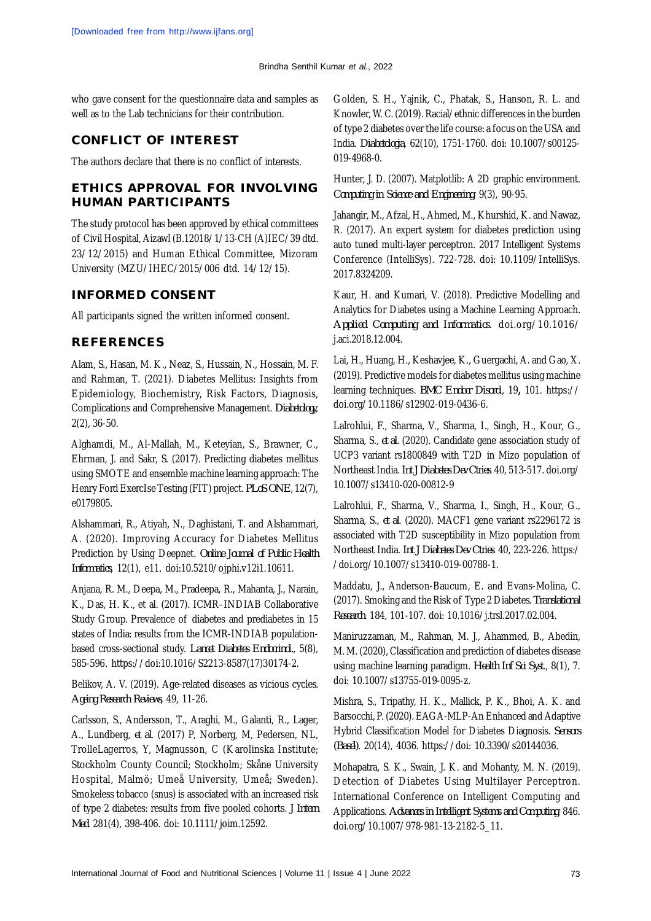who gave consent for the questionnaire data and samples as well as to the Lab technicians for their contribution.

## CONFLICT OF INTEREST

The authors declare that there is no conflict of interests.

## ETHICS APPROVAL FOR INVOLVING HUMAN PARTICIPANTS

The study protocol has been approved by ethical committees of Civil Hospital, Aizawl (B.12018/1/13-CH (A)IEC/39 dtd. 23/12/2015) and Human Ethical Committee, Mizoram University (MZU/IHEC/2015/006 dtd. 14/12/15).

## INFORMED CONSENT

All participants signed the written informed consent.

## REFERENCES

Alam, S., Hasan, M. K., Neaz, S., Hussain, N., Hossain, M. F. and Rahman, T. (2021). Diabetes Mellitus: Insights from Epidemiology, Biochemistry, Risk Factors, Diagnosis, Complications and Comprehensive Management. *Diabetology*, 2(2), 36-50.

Alghamdi, M., Al-Mallah, M., Keteyian, S., Brawner, C., Ehrman, J. and Sakr, S. (2017). Predicting diabetes mellitus using SMOTE and ensemble machine learning approach: The Henry Ford ExercIse Testing (FIT) project. *PLoS ONE*, 12(7), e0179805.

Alshammari, R., Atiyah, N., Daghistani, T. and Alshammari, A. (2020). Improving Accuracy for Diabetes Mellitus Prediction by Using Deepnet. *Online Journal of Public Health Informatics*, 12(1), e11. doi:10.5210/ojphi.v12i1.10611.

Anjana, R. M., Deepa, M., Pradeepa, R., Mahanta, J., Narain, K., Das, H. K., et al. (2017). ICMR–INDIAB Collaborative Study Group. Prevalence of diabetes and prediabetes in 15 states of India: results from the ICMR-INDIAB population-based cross-sectional study. *Lancet Diabetes Endocrinol.*, 5(8), 585-596. https://doi:10.1016/S2213-8587(17)30174-2.

Belikov, A. V. (2019). Age-related diseases as vicious cycles. *Ageing Research Reviews*, 49, 11-26.

Carlsson, S., Andersson, T., Araghi, M., Galanti, R., Lager, A., Lundberg, *et al.* (2017) P, Norberg, M, Pedersen, NL, TrolleLagerros, Y, Magnusson, C (Karolinska Institute; Stockholm County Council; Stockholm; Skåne University Hospital, Malmö; Umeå University, Umeå; Sweden). Smokeless tobacco (snus) is associated with an increased risk of type 2 diabetes: results from five pooled cohorts. *J Intern Med.* 281(4), 398-406. doi: 10.1111/joim.12592.

Golden, S. H., Yajnik, C., Phatak, S., Hanson, R. L. and Knowler, W. C. (2019). Racial/ethnic differences in the burden of type 2 diabetes over the life course: a focus on the USA and India. *Diabetologia*, 62(10), 1751-1760. doi: 10.1007/s00125-019-4968-0.

Hunter, J. D. (2007). Matplotlib: A 2D graphic environment. *Computing in Science and Engineering*. 9(3), 90-95.

Jahangir, M., Afzal, H., Ahmed, M., Khurshid, K. and Nawaz, R. (2017). An expert system for diabetes prediction using auto tuned multi-layer perceptron. 2017 Intelligent Systems Conference (IntelliSys). 722-728. doi: 10.1109/IntelliSys.2017.8324209.

Kaur, H. and Kumari, V. (2018). Predictive Modelling and Analytics for Diabetes using a Machine Learning Approach. *Applied Computing and Informatics.* doi.org/10.1016/j.aci.2018.12.004.

Lai, H., Huang, H., Keshavjee, K., Guergachi, A. and Gao, X. (2019). Predictive models for diabetes mellitus using machine learning techniques. *BMC Endocr Disord*, 19**,** 101. https://doi.org/10.1186/s12902-019-0436-6.

Lalrohlui, F., Sharma, V., Sharma, I., Singh, H., Kour, G., Sharma, S., *et al.* (2020). Candidate gene association study of UCP3 variant rs1800849 with T2D in Mizo population of Northeast India. *Int J Diabetes Dev Ctries.* 40, 513-517. doi.org/10.1007/s13410-020-00812-9

Lalrohlui, F., Sharma, V., Sharma, I., Singh, H., Kour, G., Sharma, S., *et al.* (2020). MACF1 gene variant rs2296172 is associated with T2D susceptibility in Mizo population from Northeast India. *Int J Diabetes Dev Ctries.* 40, 223-226. https://doi.org/10.1007/s13410-019-00788-1.

Maddatu, J., Anderson-Baucum, E. and Evans-Molina, C. (2017). Smoking and the Risk of Type 2 Diabetes. *Translational Research*. 184, 101-107. doi: 10.1016/j.trsl.2017.02.004.

Maniruzzaman, M., Rahman, M. J., Ahammed, B., Abedin, M. M. (2020), Classification and prediction of diabetes disease using machine learning paradigm. *Health Inf Sci Syst.*, 8(1), 7. doi: 10.1007/s13755-019-0095-z.

Mishra, S., Tripathy, H. K., Mallick, P. K., Bhoi, A. K. and Barsocchi, P. (2020). EAGA-MLP-An Enhanced and Adaptive Hybrid Classification Model for Diabetes Diagnosis. *Sensors (Basel)*. 20(14), 4036. https://doi: 10.3390/s20144036.

Mohapatra, S. K., Swain, J. K. and Mohanty, M. N. (2019). Detection of Diabetes Using Multilayer Perceptron. International Conference on Intelligent Computing and Applications. *Advances in Intelligent Systems and Computing*. 846. doi.org/10.1007/978-981-13-2182-5_11.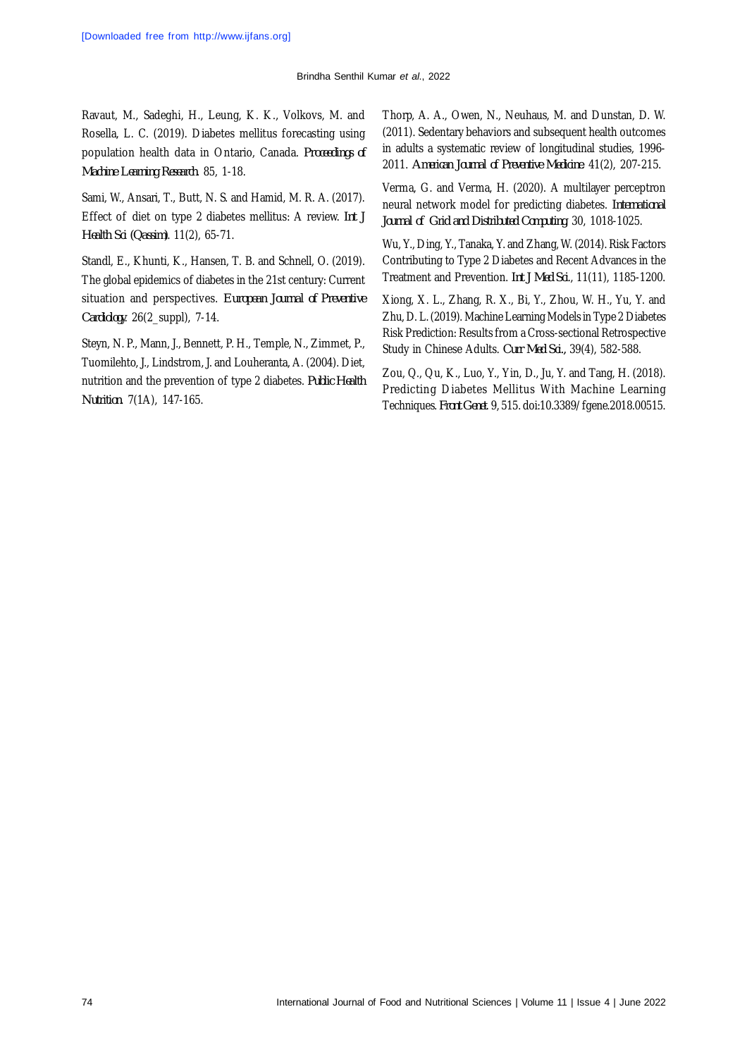Ravaut, M., Sadeghi, H., Leung, K. K., Volkovs, M. and Rosella, L. C. (2019). Diabetes mellitus forecasting using population health data in Ontario, Canada. *Proceedings of Machine Learning Research*. 85, 1-18.

Sami, W., Ansari, T., Butt, N. S. and Hamid, M. R. A. (2017). Effect of diet on type 2 diabetes mellitus: A review. *Int J Health Sci (Qassim)*. 11(2), 65-71.

Standl, E., Khunti, K., Hansen, T. B. and Schnell, O. (2019). The global epidemics of diabetes in the 21st century: Current situation and perspectives. *European Journal of Preventive Cardiology*. 26(2_suppl), 7-14.

Steyn, N. P., Mann, J., Bennett, P. H., Temple, N., Zimmet, P., Tuomilehto, J., Lindstrom, J. and Louheranta, A. (2004). Diet, nutrition and the prevention of type 2 diabetes. *Public Health Nutrition*. 7(1A), 147-165.

Thorp, A. A., Owen, N., Neuhaus, M. and Dunstan, D. W. (2011). Sedentary behaviors and subsequent health outcomes in adults a systematic review of longitudinal studies, 1996-2011. *American Journal of Preventive Medicine*. 41(2), 207-215.

Verma, G. and Verma, H. (2020). A multilayer perceptron neural network model for predicting diabetes. *International Journal of Grid and Distributed Computing*. 30, 1018-1025.

Wu, Y., Ding, Y., Tanaka, Y. and Zhang, W. (2014). Risk Factors Contributing to Type 2 Diabetes and Recent Advances in the Treatment and Prevention. *Int J Med Sci*., 11(11), 1185-1200.

Xiong, X. L., Zhang, R. X., Bi, Y., Zhou, W. H., Yu, Y. and Zhu, D. L. (2019). Machine Learning Models in Type 2 Diabetes Risk Prediction: Results from a Cross-sectional Retrospective Study in Chinese Adults. *Curr Med Sci*., 39(4), 582-588.

Zou, Q., Qu, K., Luo, Y., Yin, D., Ju, Y. and Tang, H. (2018). Predicting Diabetes Mellitus With Machine Learning Techniques. *Front Genet*. 9, 515. doi:10.3389/fgene.2018.00515.